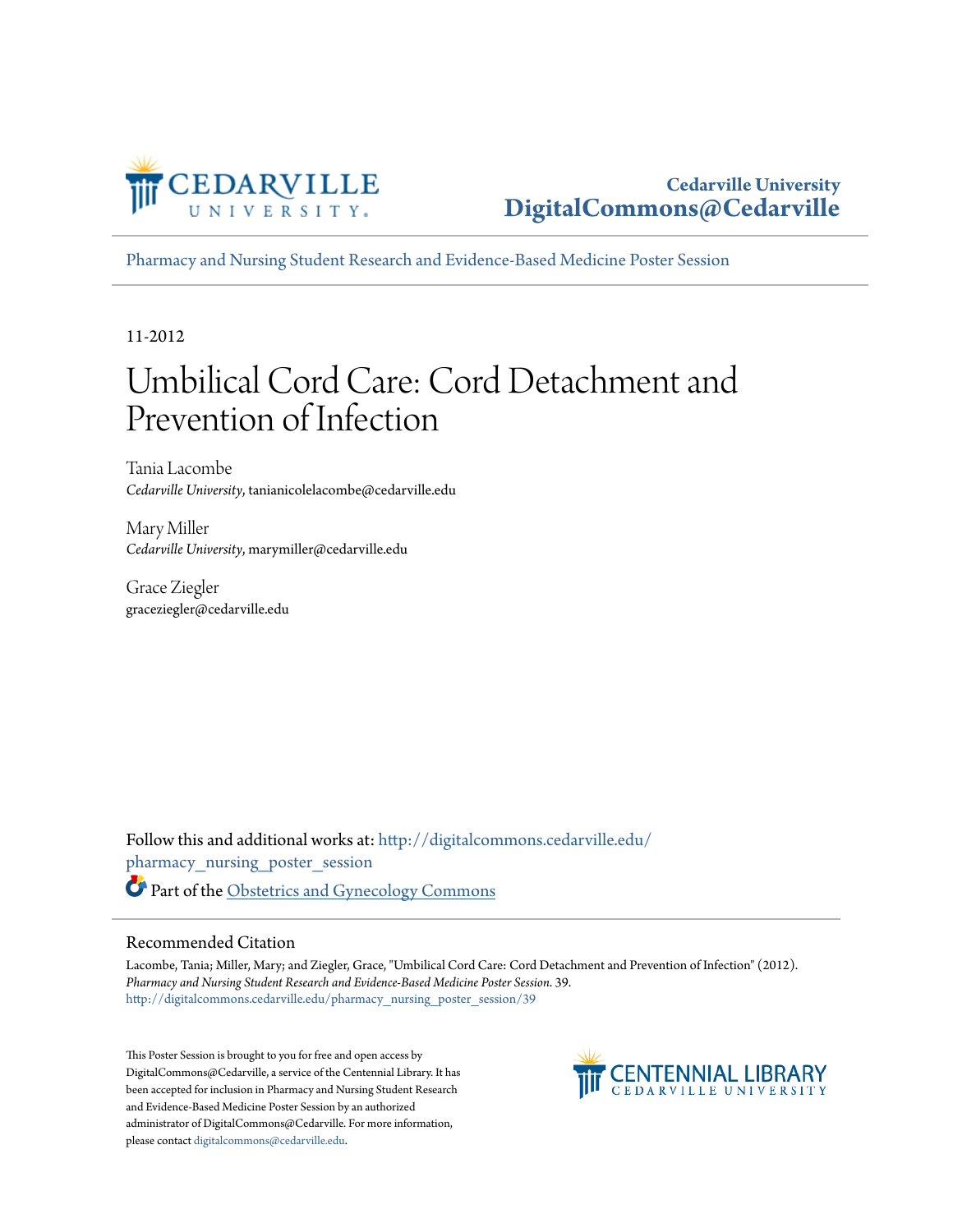Cedarville University
DigitalCommons@Cedarville

Pharmacy and Nursing Student Research and Evidence-Based Medicine Poster Session

11-2012

# Umbilical Cord Care: Cord Detachment and Prevention of Infection

Tania Lacombe
*Cedarville University*, tanianicolelacombe@cedarville.edu

Mary Miller
*Cedarville University*, marymiller@cedarville.edu

Grace Ziegler
graceziegler@cedarville.edu

Follow this and additional works at: http://digitalcommons.cedarville.edu/pharmacy_nursing_poster_session

Part of the Obstetrics and Gynecology Commons

## Recommended Citation

Lacombe, Tania; Miller, Mary; and Ziegler, Grace, "Umbilical Cord Care: Cord Detachment and Prevention of Infection" (2012). *Pharmacy and Nursing Student Research and Evidence-Based Medicine Poster Session*. 39.
http://digitalcommons.cedarville.edu/pharmacy_nursing_poster_session/39

This Poster Session is brought to you for free and open access by DigitalCommons@Cedarville, a service of the Centennial Library. It has been accepted for inclusion in Pharmacy and Nursing Student Research and Evidence-Based Medicine Poster Session by an authorized administrator of DigitalCommons@Cedarville. For more information, please contact digitalcommons@cedarville.edu.

CENTENNIAL LIBRARY
CEDARVILLE UNIVERSITY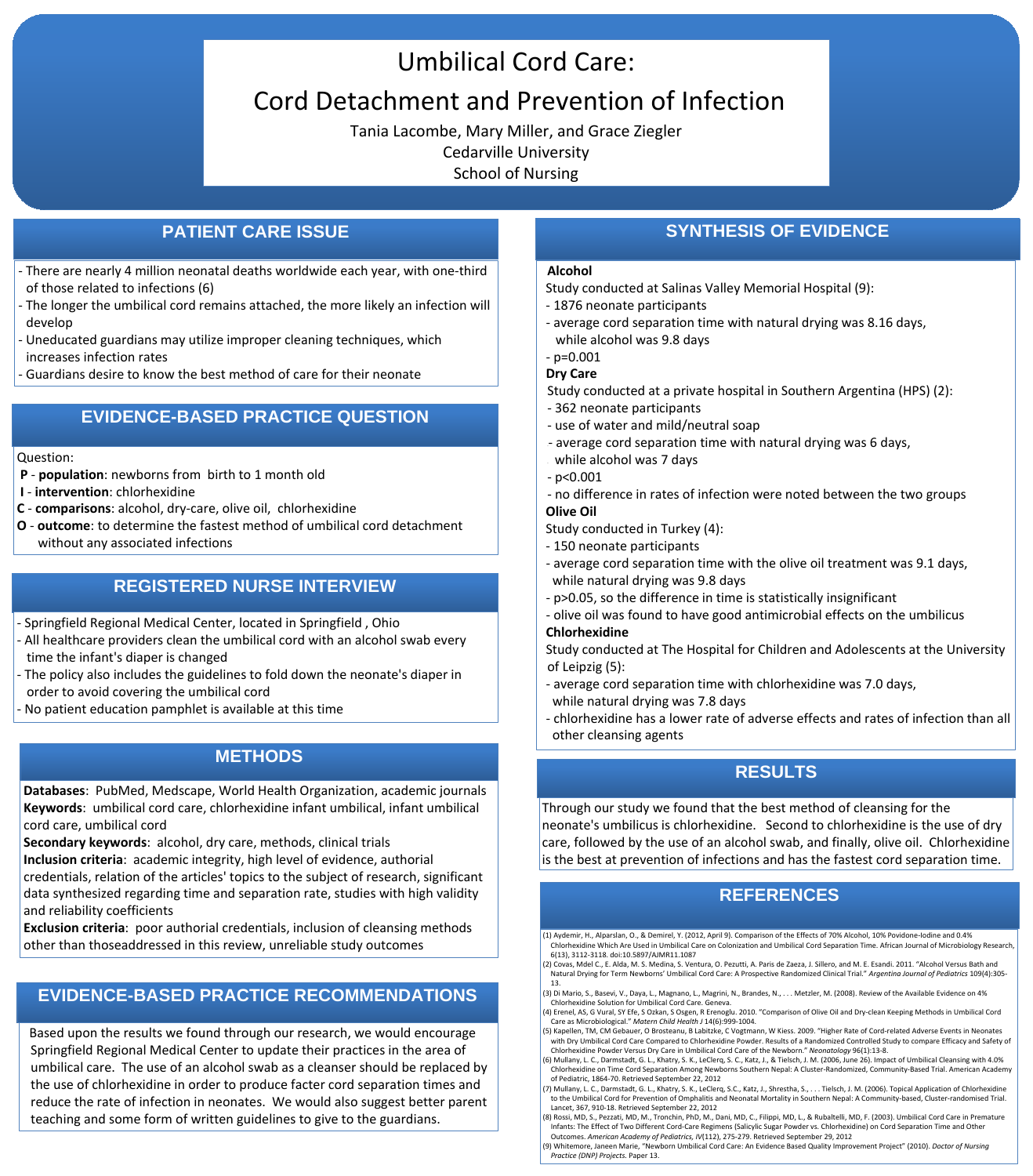# Umbilical Cord Care:

# Cord Detachment and Prevention of Infection

Tania Lacombe, Mary Miller, and Grace Ziegler
Cedarville University
School of Nursing

## PATIENT CARE ISSUE

- There are nearly 4 million neonatal deaths worldwide each year, with one-third of those related to infections (6)
- The longer the umbilical cord remains attached, the more likely an infection will develop
- Uneducated guardians may utilize improper cleaning techniques, which increases infection rates
- Guardians desire to know the best method of care for their neonate

## EVIDENCE-BASED PRACTICE QUESTION

Question:

**P** - **population**: newborns from birth to 1 month old
**I** - **intervention**: chlorhexidine
**C** - **comparisons**: alcohol, dry-care, olive oil, chlorhexidine
**O** - **outcome**: to determine the fastest method of umbilical cord detachment without any associated infections

## REGISTERED NURSE INTERVIEW

- Springfield Regional Medical Center, located in Springfield , Ohio
- All healthcare providers clean the umbilical cord with an alcohol swab every time the infant's diaper is changed
- The policy also includes the guidelines to fold down the neonate's diaper in order to avoid covering the umbilical cord
- No patient education pamphlet is available at this time

## METHODS

**Databases**: PubMed, Medscape, World Health Organization, academic journals
**Keywords**: umbilical cord care, chlorhexidine infant umbilical, infant umbilical cord care, umbilical cord
**Secondary keywords**: alcohol, dry care, methods, clinical trials
**Inclusion criteria**: academic integrity, high level of evidence, authorial credentials, relation of the articles' topics to the subject of research, significant data synthesized regarding time and separation rate, studies with high validity and reliability coefficients
**Exclusion criteria**: poor authorial credentials, inclusion of cleansing methods other than thoseaddressed in this review, unreliable study outcomes

## EVIDENCE-BASED PRACTICE RECOMMENDATIONS

Based upon the results we found through our research, we would encourage Springfield Regional Medical Center to update their practices in the area of umbilical care. The use of an alcohol swab as a cleanser should be replaced by the use of chlorhexidine in order to produce facter cord separation times and reduce the rate of infection in neonates. We would also suggest better parent teaching and some form of written guidelines to give to the guardians.

## SYNTHESIS OF EVIDENCE

**Alcohol**

Study conducted at Salinas Valley Memorial Hospital (9):
- 1876 neonate participants
- average cord separation time with natural drying was 8.16 days, while alcohol was 9.8 days
- $p=0.001$

**Dry Care**

Study conducted at a private hospital in Southern Argentina (HPS) (2):
- 362 neonate participants
- use of water and mild/neutral soap
- average cord separation time with natural drying was 6 days, while alcohol was 7 days
- $p<0.001$
- no difference in rates of infection were noted between the two groups

**Olive Oil**

Study conducted in Turkey (4):
- 150 neonate participants
- average cord separation time with the olive oil treatment was 9.1 days, while natural drying was 9.8 days
- $p>0.05$, so the difference in time is statistically insignificant
- olive oil was found to have good antimicrobial effects on the umbilicus

**Chlorhexidine**

Study conducted at The Hospital for Children and Adolescents at the University of Leipzig (5):
- average cord separation time with chlorhexidine was 7.0 days, while natural drying was 7.8 days
- chlorhexidine has a lower rate of adverse effects and rates of infection than all other cleansing agents

## RESULTS

Through our study we found that the best method of cleansing for the neonate's umbilicus is chlorhexidine. Second to chlorhexidine is the use of dry care, followed by the use of an alcohol swab, and finally, olive oil. Chlorhexidine is the best at prevention of infections and has the fastest cord separation time.

## REFERENCES

(1) Aydemir, H., Alparslan, O., & Demirel, Y. (2012, April 9). Comparison of the Effects of 70% Alcohol, 10% Povidone-Iodine and 0.4% Chlorhexidine Which Are Used in Umbilical Care on Colonization and Umbilical Cord Separation Time. African Journal of Microbiology Research, 6(13), 3112-3118. doi:10.5897/AJMR11.1087

(2) Covas, Mdel C., E. Alda, M. S. Medina, S. Ventura, O. Pezutti, A. Paris de Zaeza, J. Sillero, and M. E. Esandi. 2011. "Alcohol Versus Bath and Natural Drying for Term Newborns' Umbilical Cord Care: A Prospective Randomized Clinical Trial." *Argentina Journal of Pediatrics* 109(4):305-13.

(3) Di Mario, S., Basevi, V., Daya, L., Magnano, L., Magrini, N., Brandes, N., . . . Metzler, M. (2008). Review of the Available Evidence on 4% Chlorhexidine Solution for Umbilical Cord Care. Geneva.

(4) Erenel, AS, G Vural, SY Efe, S Ozkan, S Osgen, R Erenoglu. 2010. "Comparison of Olive Oil and Dry-clean Keeping Methods in Umbilical Cord Care as Microbiological." *Matern Child Health J* 14(6):999-1004.

(5) Kapellen, TM, CM Gebauer, O Brosteanu, B Labitzke, C Vogtmann, W Kiess. 2009. "Higher Rate of Cord-related Adverse Events in Neonates with Dry Umbilical Cord Care Compared to Chlorhexidine Powder. Results of a Randomized Controlled Study to compare Efficacy and Safety of Chlorhexidine Powder Versus Dry Care in Umbilical Cord Care of the Newborn." *Neonatology* 96(1):13-8.

(6) Mullany, L. C., Darmstadt, G. L., Khatry, S. K., LeClerq, S. C., Katz, J., & Tielsch, J. M. (2006, June 26). Impact of Umbilical Cleansing with 4.0% Chlorhexidine on Time Cord Separation Among Newborns Southern Nepal: A Cluster-Randomized, Community-Based Trial. American Academy of Pediatric, 1864-70. Retrieved September 22, 2012

(7) Mullany, L. C., Darmstadt, G. L., Khatry, S. K., LeClerq, S.C., Katz, J., Shrestha, S., . . . Tielsch, J. M. (2006). Topical Application of Chlorhexidine to the Umbilical Cord for Prevention of Omphalitis and Neonatal Mortality in Southern Nepal: A Community-based, Cluster-randomised Trial. Lancet, 367, 910-18. Retrieved September 22, 2012

(8) Rossi, MD, S., Pezzati, MD, M., Tronchin, PhD, M., Dani, MD, C., Filippi, MD, L., & Rubaltelli, MD, F. (2003). Umbilical Cord Care in Premature Infants: The Effect of Two Different Cord-Care Regimens (Salicylic Sugar Powder vs. Chlorhexidine) on Cord Separation Time and Other Outcomes. *American Academy of Pediatrics, IV*(112), 275-279. Retrieved September 29, 2012

(9) Whitemore, Janeen Marie, "Newborn Umbilical Cord Care: An Evidence Based Quality Improvement Project" (2010). *Doctor of Nursing Practice (DNP) Projects*. Paper 13.